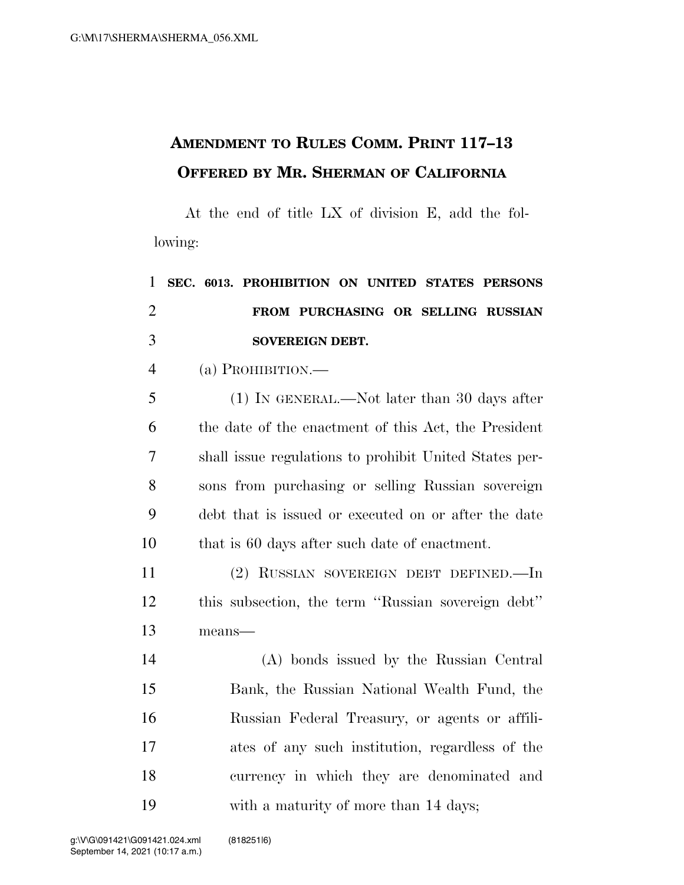# AMENDMENT TO RULES COMM. PRINT 117–13
## OFFERED BY MR. SHERMAN OF CALIFORNIA

At the end of title LX of division E, add the following:

**SEC. 6013. PROHIBITION ON UNITED STATES PERSONS FROM PURCHASING OR SELLING RUSSIAN SOVEREIGN DEBT.**

(a) PROHIBITION.—

(1) IN GENERAL.—Not later than 30 days after the date of the enactment of this Act, the President shall issue regulations to prohibit United States persons from purchasing or selling Russian sovereign debt that is issued or executed on or after the date that is 60 days after such date of enactment.

(2) RUSSIAN SOVEREIGN DEBT DEFINED.—In this subsection, the term "Russian sovereign debt" means—

(A) bonds issued by the Russian Central Bank, the Russian National Wealth Fund, the Russian Federal Treasury, or agents or affiliates of any such institution, regardless of the currency in which they are denominated and with a maturity of more than 14 days;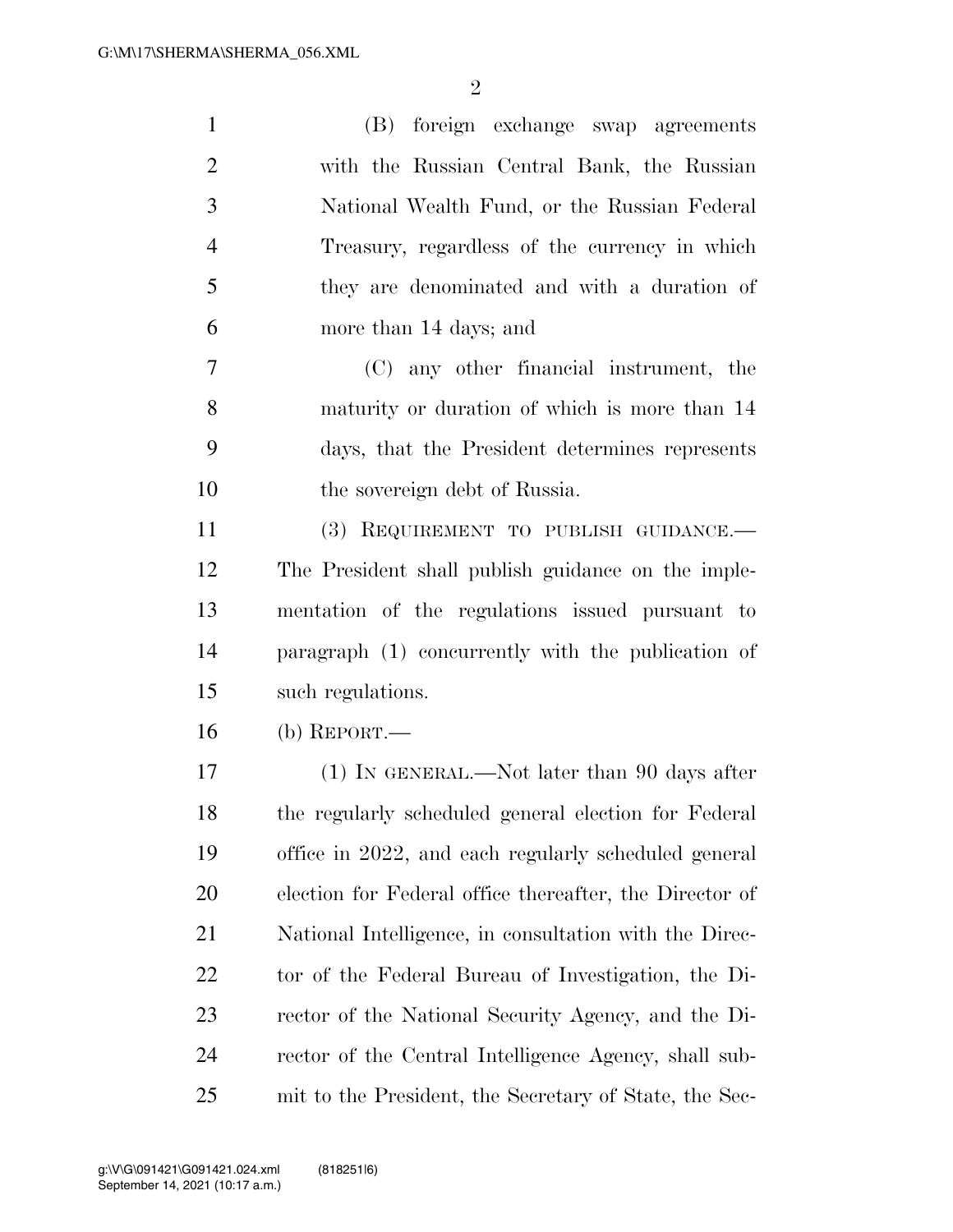(B) foreign exchange swap agreements with the Russian Central Bank, the Russian National Wealth Fund, or the Russian Federal Treasury, regardless of the currency in which they are denominated and with a duration of more than 14 days; and

(C) any other financial instrument, the maturity or duration of which is more than 14 days, that the President determines represents the sovereign debt of Russia.

(3) REQUIREMENT TO PUBLISH GUIDANCE.—The President shall publish guidance on the implementation of the regulations issued pursuant to paragraph (1) concurrently with the publication of such regulations.

(b) REPORT.—

(1) IN GENERAL.—Not later than 90 days after the regularly scheduled general election for Federal office in 2022, and each regularly scheduled general election for Federal office thereafter, the Director of National Intelligence, in consultation with the Director of the Federal Bureau of Investigation, the Director of the National Security Agency, and the Director of the Central Intelligence Agency, shall submit to the President, the Secretary of State, the Sec-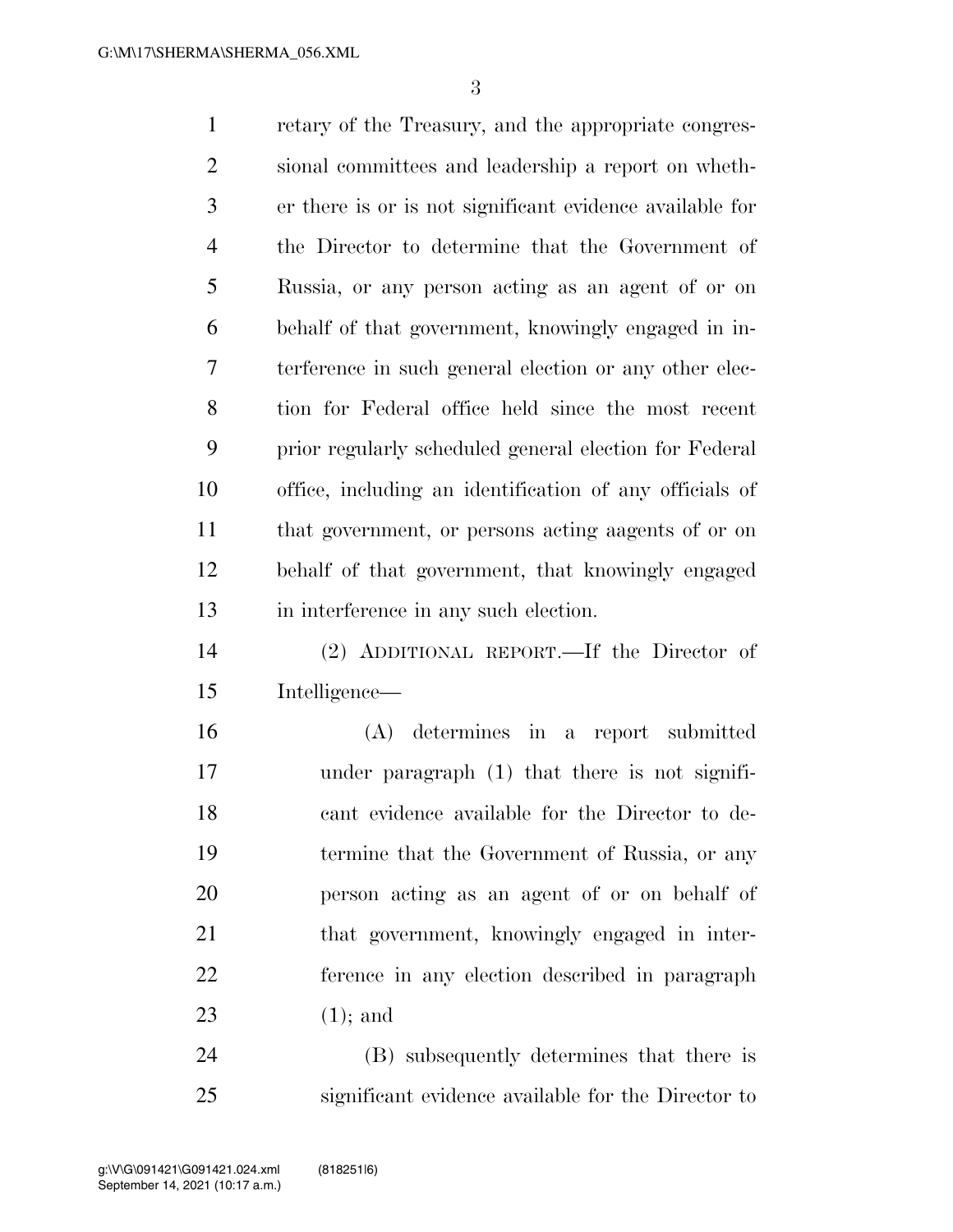retary of the Treasury, and the appropriate congressional committees and leadership a report on whether there is or is not significant evidence available for the Director to determine that the Government of Russia, or any person acting as an agent of or on behalf of that government, knowingly engaged in interference in such general election or any other election for Federal office held since the most recent prior regularly scheduled general election for Federal office, including an identification of any officials of that government, or persons acting aagents of or on behalf of that government, that knowingly engaged in interference in any such election.

(2) ADDITIONAL REPORT.—If the Director of Intelligence—

(A) determines in a report submitted under paragraph (1) that there is not significant evidence available for the Director to determine that the Government of Russia, or any person acting as an agent of or on behalf of that government, knowingly engaged in interference in any election described in paragraph (1); and

(B) subsequently determines that there is significant evidence available for the Director to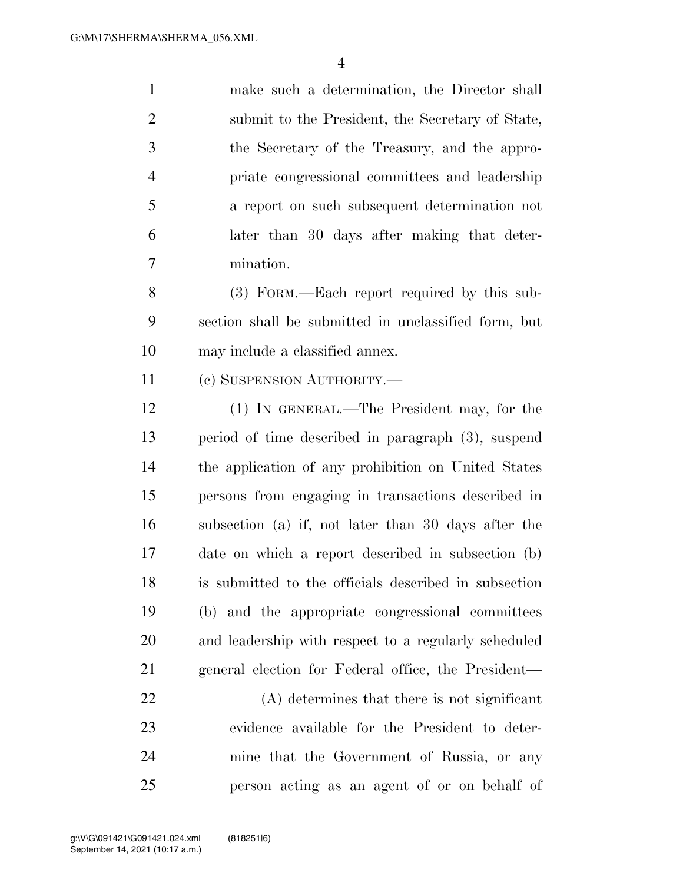make such a determination, the Director shall submit to the President, the Secretary of State, the Secretary of the Treasury, and the appropriate congressional committees and leadership a report on such subsequent determination not later than 30 days after making that determination.

(3) FORM.—Each report required by this subsection shall be submitted in unclassified form, but may include a classified annex.

(c) SUSPENSION AUTHORITY.—

(1) IN GENERAL.—The President may, for the period of time described in paragraph (3), suspend the application of any prohibition on United States persons from engaging in transactions described in subsection (a) if, not later than 30 days after the date on which a report described in subsection (b) is submitted to the officials described in subsection (b) and the appropriate congressional committees and leadership with respect to a regularly scheduled general election for Federal office, the President—

(A) determines that there is not significant evidence available for the President to determine that the Government of Russia, or any person acting as an agent of or on behalf of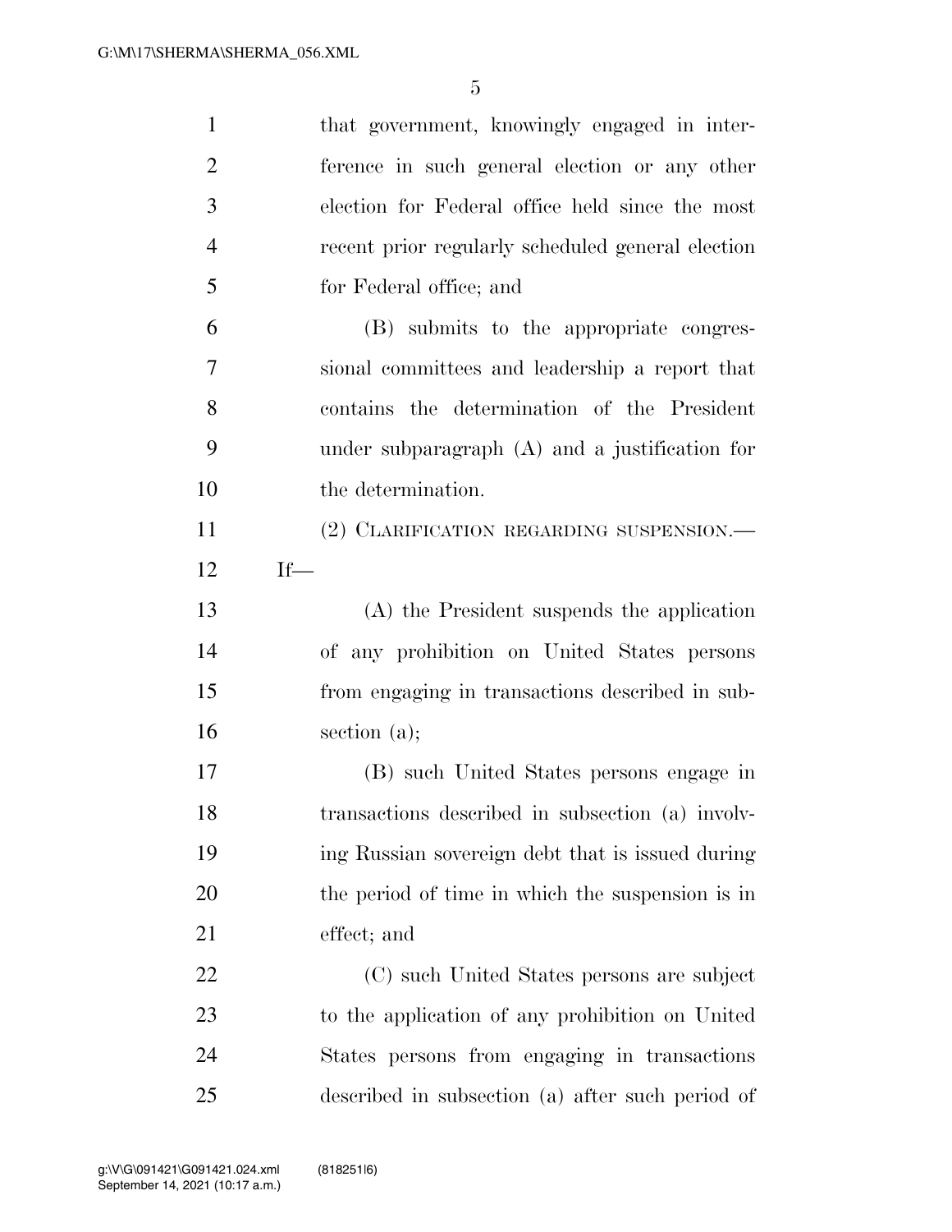that government, knowingly engaged in interference in such general election or any other election for Federal office held since the most recent prior regularly scheduled general election for Federal office; and

(B) submits to the appropriate congressional committees and leadership a report that contains the determination of the President under subparagraph (A) and a justification for the determination.

(2) CLARIFICATION REGARDING SUSPENSION.— If—

(A) the President suspends the application of any prohibition on United States persons from engaging in transactions described in subsection (a);

(B) such United States persons engage in transactions described in subsection (a) involving Russian sovereign debt that is issued during the period of time in which the suspension is in effect; and

(C) such United States persons are subject to the application of any prohibition on United States persons from engaging in transactions described in subsection (a) after such period of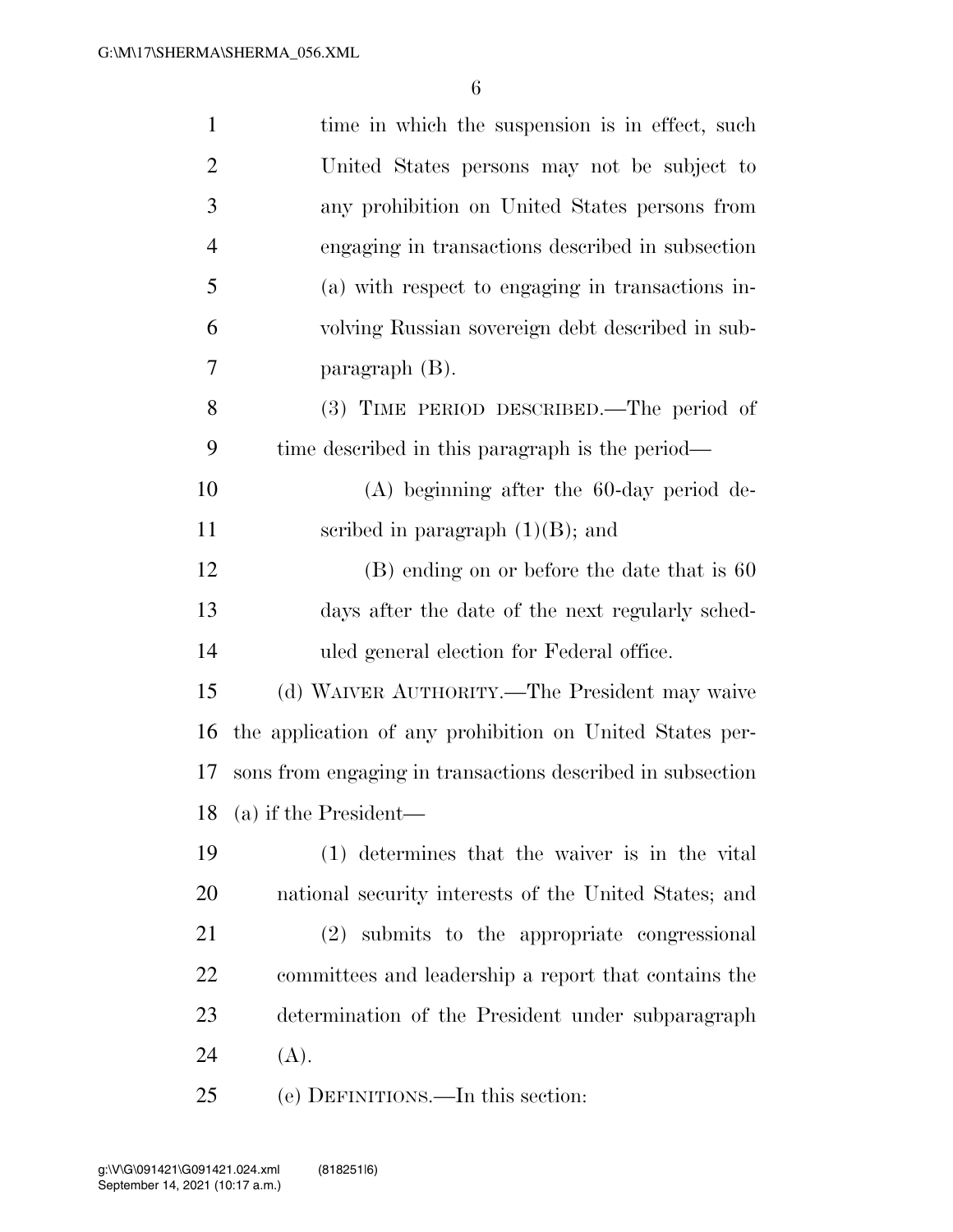time in which the suspension is in effect, such United States persons may not be subject to any prohibition on United States persons from engaging in transactions described in subsection (a) with respect to engaging in transactions involving Russian sovereign debt described in subparagraph (B).

(3) TIME PERIOD DESCRIBED.—The period of time described in this paragraph is the period—

(A) beginning after the 60-day period described in paragraph (1)(B); and

(B) ending on or before the date that is 60 days after the date of the next regularly scheduled general election for Federal office.

(d) WAIVER AUTHORITY.—The President may waive the application of any prohibition on United States persons from engaging in transactions described in subsection (a) if the President—

(1) determines that the waiver is in the vital national security interests of the United States; and

(2) submits to the appropriate congressional committees and leadership a report that contains the determination of the President under subparagraph (A).

(e) DEFINITIONS.—In this section: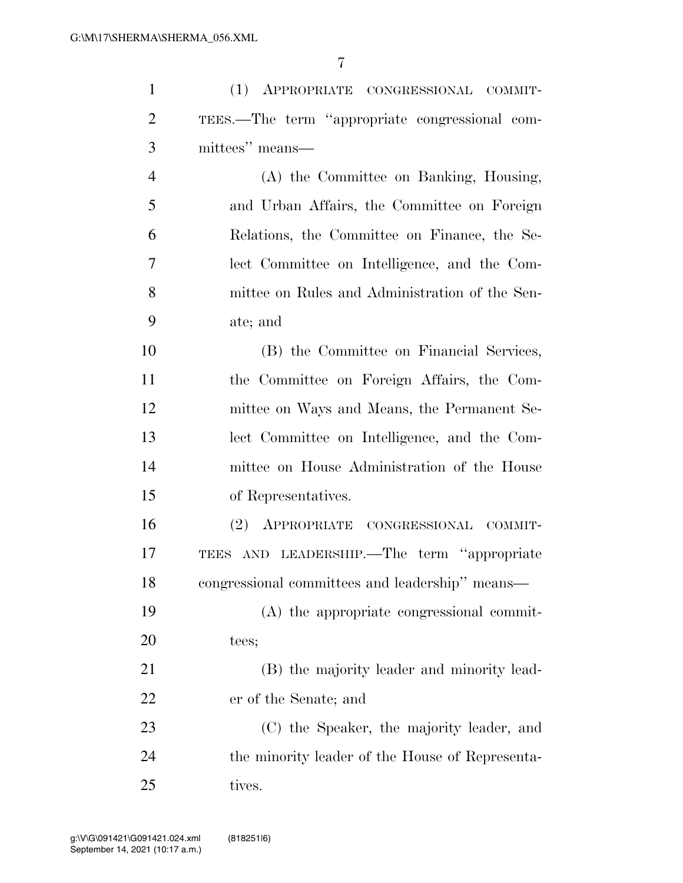(1) APPROPRIATE CONGRESSIONAL COMMITTEES.—The term ''appropriate congressional committees'' means—

(A) the Committee on Banking, Housing, and Urban Affairs, the Committee on Foreign Relations, the Committee on Finance, the Select Committee on Intelligence, and the Committee on Rules and Administration of the Senate; and

(B) the Committee on Financial Services, the Committee on Foreign Affairs, the Committee on Ways and Means, the Permanent Select Committee on Intelligence, and the Committee on House Administration of the House of Representatives.

(2) APPROPRIATE CONGRESSIONAL COMMITTEES AND LEADERSHIP.—The term ''appropriate congressional committees and leadership'' means—

(A) the appropriate congressional committees;

(B) the majority leader and minority leader of the Senate; and

(C) the Speaker, the majority leader, and the minority leader of the House of Representatives.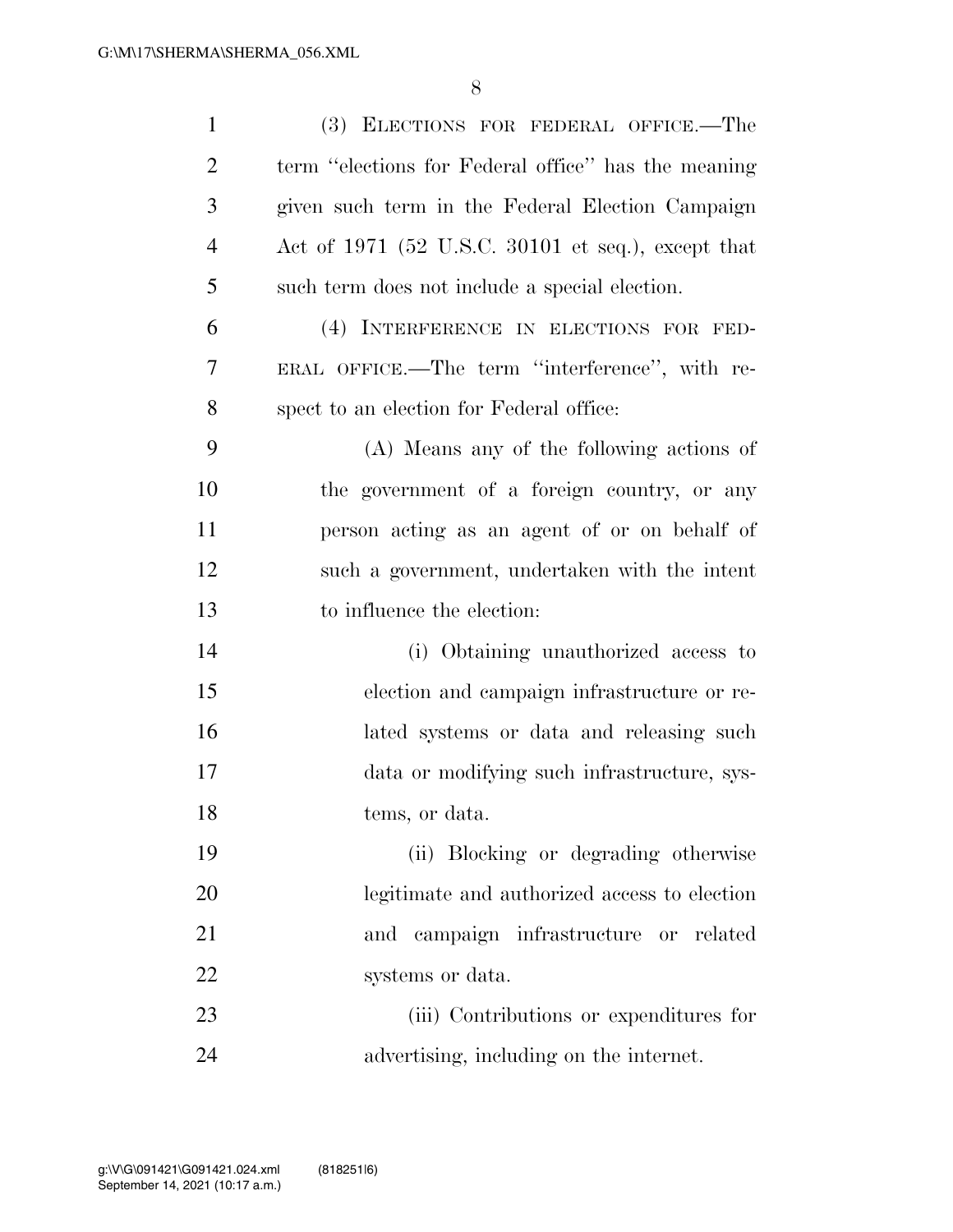(3) ELECTIONS FOR FEDERAL OFFICE.—The term "elections for Federal office" has the meaning given such term in the Federal Election Campaign Act of 1971 (52 U.S.C. 30101 et seq.), except that such term does not include a special election.

(4) INTERFERENCE IN ELECTIONS FOR FEDERAL OFFICE.—The term "interference", with respect to an election for Federal office:

(A) Means any of the following actions of the government of a foreign country, or any person acting as an agent of or on behalf of such a government, undertaken with the intent to influence the election:

(i) Obtaining unauthorized access to election and campaign infrastructure or related systems or data and releasing such data or modifying such infrastructure, systems, or data.

(ii) Blocking or degrading otherwise legitimate and authorized access to election and campaign infrastructure or related systems or data.

(iii) Contributions or expenditures for advertising, including on the internet.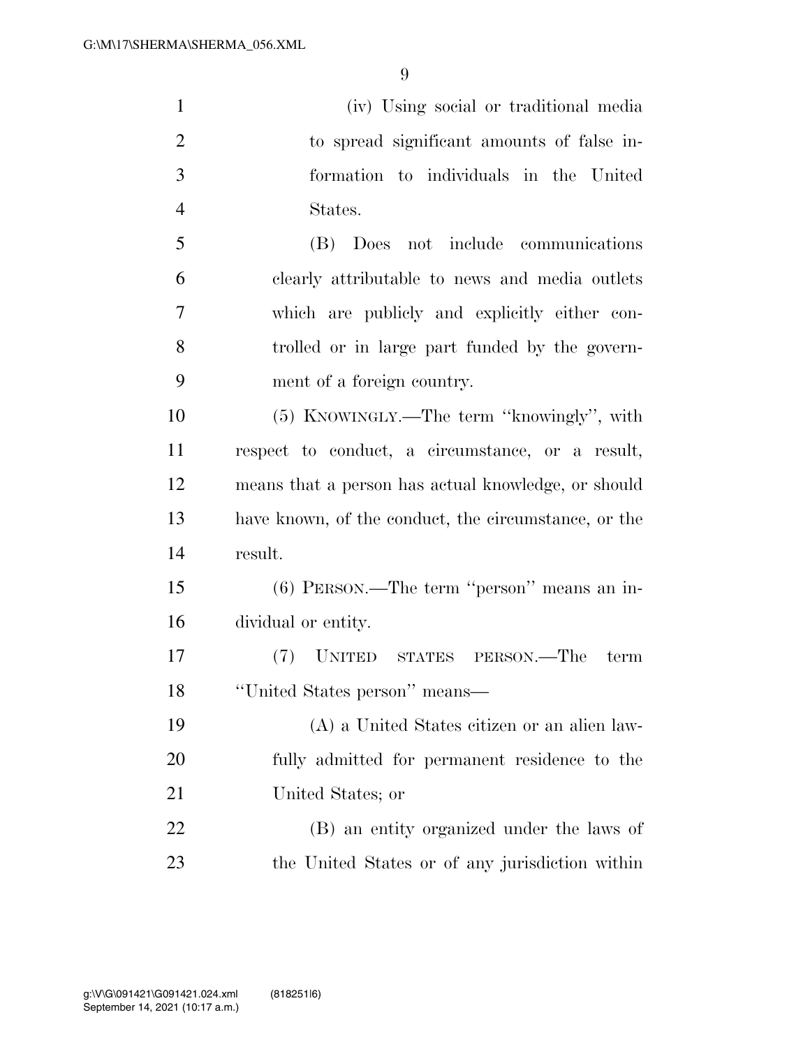(iv) Using social or traditional media to spread significant amounts of false information to individuals in the United States.

(B) Does not include communications clearly attributable to news and media outlets which are publicly and explicitly either controlled or in large part funded by the government of a foreign country.

(5) KNOWINGLY.—The term ''knowingly'', with respect to conduct, a circumstance, or a result, means that a person has actual knowledge, or should have known, of the conduct, the circumstance, or the result.

(6) PERSON.—The term ''person'' means an individual or entity.

(7) UNITED STATES PERSON.—The term ''United States person'' means—

(A) a United States citizen or an alien lawfully admitted for permanent residence to the United States; or

(B) an entity organized under the laws of the United States or of any jurisdiction within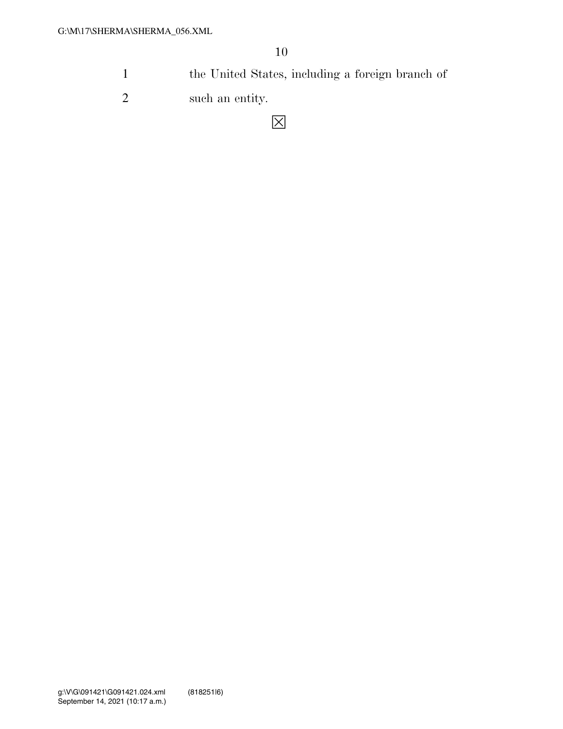the United States, including a foreign branch of such an entity.

☒